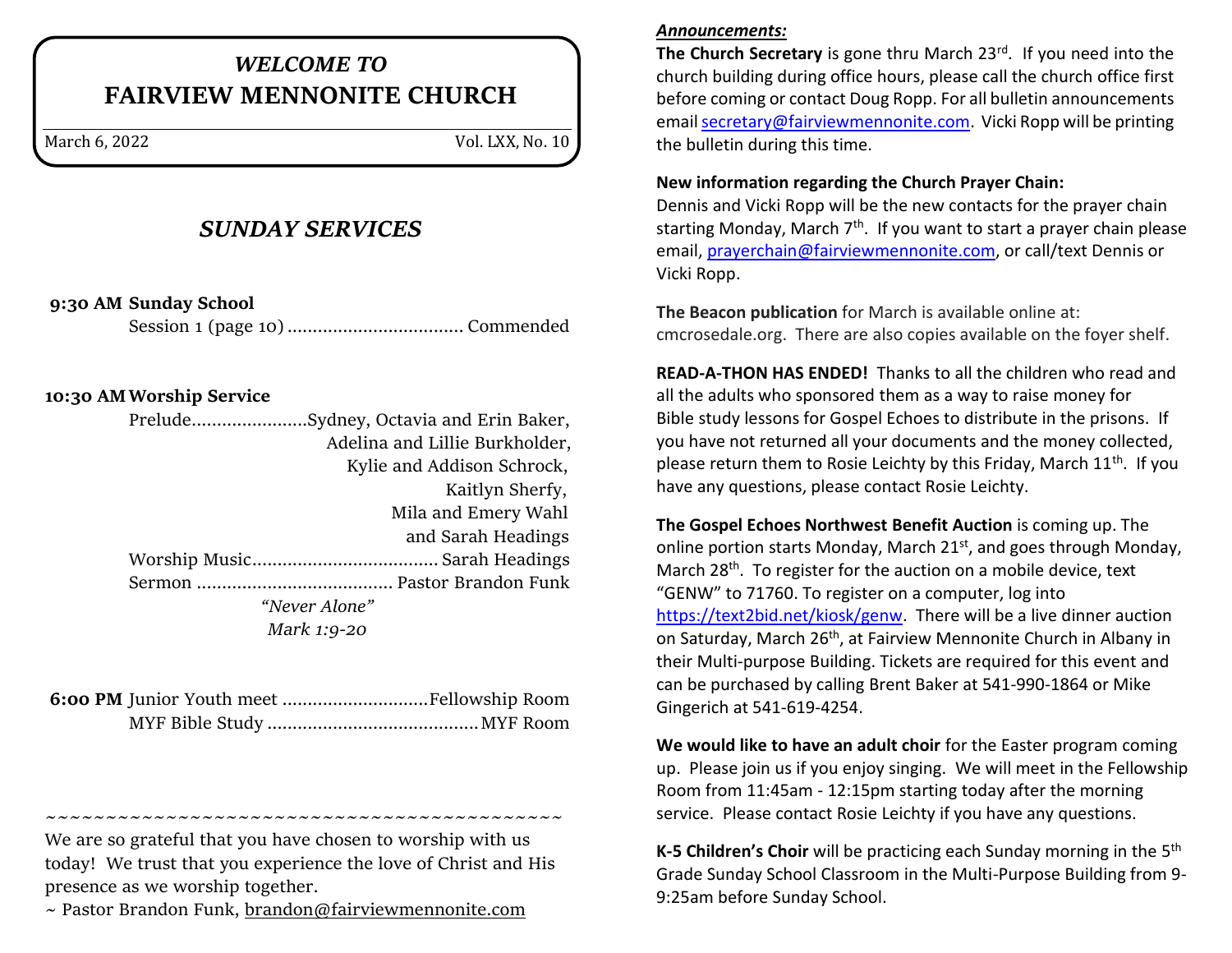# *WELCOME TO*
# FAIRVIEW MENNONITE CHURCH

March 6, 2022 Vol. LXX, No. 10

## *SUNDAY SERVICES*

**9:30 AM Sunday School**
Session 1 (page 10) .................................. Commended

**10:30 AM Worship Service**
Prelude....................... Sydney, Octavia and Erin Baker, Adelina and Lillie Burkholder, Kylie and Addison Schrock, Kaitlyn Sherfy, Mila and Emery Wahl and Sarah Headings
Worship Music..................................... Sarah Headings
Sermon ....................................... Pastor Brandon Funk
*"Never Alone"*
*Mark 1:9-20*

**6:00 PM** Junior Youth meet ............................. Fellowship Room
MYF Bible Study .......................................... MYF Room

~~~~~~~~~~~~~~~~~~~~~~~~~~~~~~~~~~~~~~~~~~~~

We are so grateful that you have chosen to worship with us today! We trust that you experience the love of Christ and His presence as we worship together.
~ Pastor Brandon Funk, brandon@fairviewmennonite.com

***Announcements:***

**The Church Secretary** is gone thru March 23rd. If you need into the church building during office hours, please call the church office first before coming or contact Doug Ropp. For all bulletin announcements email secretary@fairviewmennonite.com. Vicki Ropp will be printing the bulletin during this time.

**New information regarding the Church Prayer Chain:**
Dennis and Vicki Ropp will be the new contacts for the prayer chain starting Monday, March 7th. If you want to start a prayer chain please email, prayerchain@fairviewmennonite.com, or call/text Dennis or Vicki Ropp.

**The Beacon publication** for March is available online at: cmcrosedale.org. There are also copies available on the foyer shelf.

**READ-A-THON HAS ENDED!** Thanks to all the children who read and all the adults who sponsored them as a way to raise money for Bible study lessons for Gospel Echoes to distribute in the prisons. If you have not returned all your documents and the money collected, please return them to Rosie Leichty by this Friday, March 11th. If you have any questions, please contact Rosie Leichty.

**The Gospel Echoes Northwest Benefit Auction** is coming up. The online portion starts Monday, March 21st, and goes through Monday, March 28th. To register for the auction on a mobile device, text "GENW" to 71760. To register on a computer, log into https://text2bid.net/kiosk/genw. There will be a live dinner auction on Saturday, March 26th, at Fairview Mennonite Church in Albany in their Multi-purpose Building. Tickets are required for this event and can be purchased by calling Brent Baker at 541-990-1864 or Mike Gingerich at 541-619-4254.

**We would like to have an adult choir** for the Easter program coming up. Please join us if you enjoy singing. We will meet in the Fellowship Room from 11:45am - 12:15pm starting today after the morning service. Please contact Rosie Leichty if you have any questions.

**K-5 Children's Choir** will be practicing each Sunday morning in the 5th Grade Sunday School Classroom in the Multi-Purpose Building from 9-9:25am before Sunday School.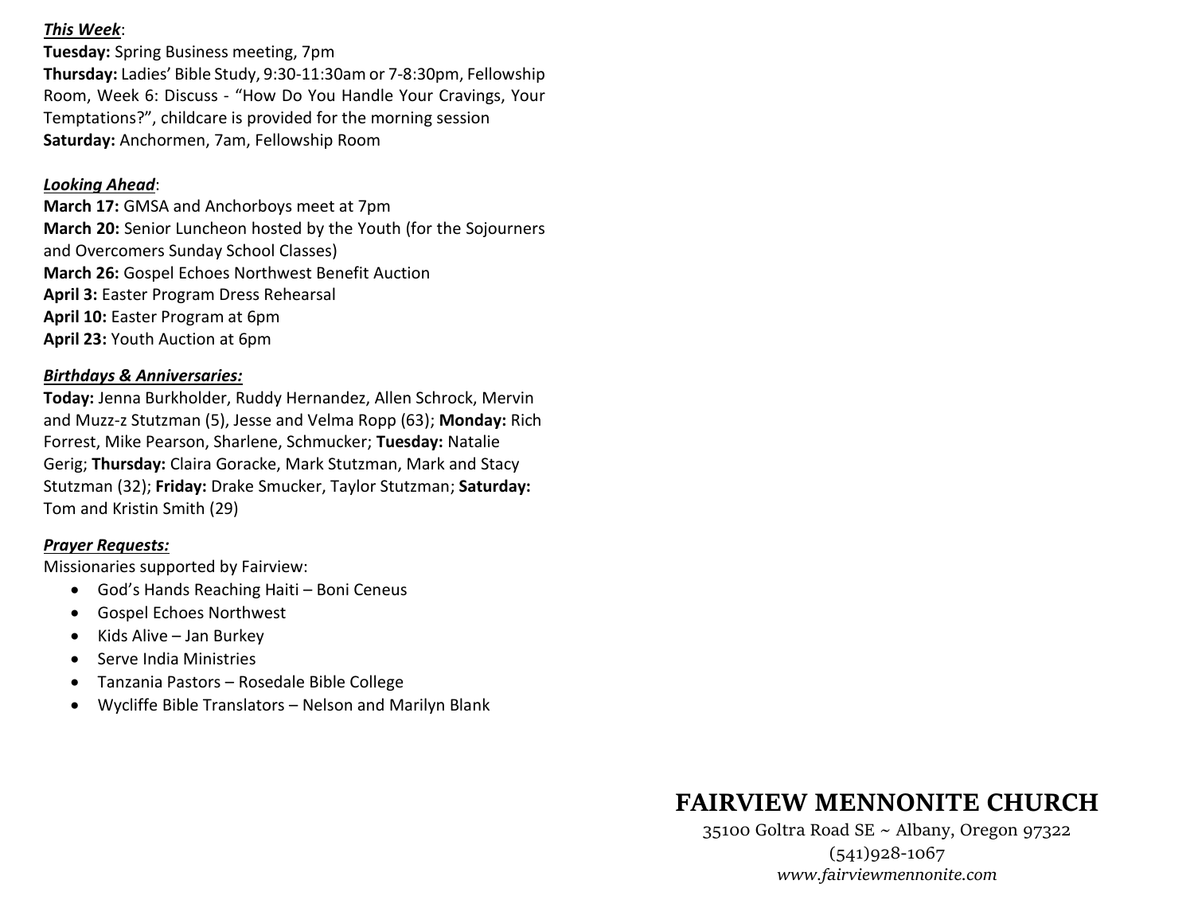***This Week***:

**Tuesday:** Spring Business meeting, 7pm

**Thursday:** Ladies' Bible Study, 9:30-11:30am or 7-8:30pm, Fellowship Room, Week 6: Discuss - "How Do You Handle Your Cravings, Your Temptations?", childcare is provided for the morning session

**Saturday:** Anchormen, 7am, Fellowship Room

***Looking Ahead***:

**March 17:** GMSA and Anchorboys meet at 7pm

**March 20:** Senior Luncheon hosted by the Youth (for the Sojourners and Overcomers Sunday School Classes)

**March 26:** Gospel Echoes Northwest Benefit Auction

**April 3:** Easter Program Dress Rehearsal

**April 10:** Easter Program at 6pm

**April 23:** Youth Auction at 6pm

***Birthdays & Anniversaries:***

**Today:** Jenna Burkholder, Ruddy Hernandez, Allen Schrock, Mervin and Muzz-z Stutzman (5), Jesse and Velma Ropp (63); **Monday:** Rich Forrest, Mike Pearson, Sharlene, Schmucker; **Tuesday:** Natalie Gerig; **Thursday:** Claira Goracke, Mark Stutzman, Mark and Stacy Stutzman (32); **Friday:** Drake Smucker, Taylor Stutzman; **Saturday:** Tom and Kristin Smith (29)

***Prayer Requests:***

Missionaries supported by Fairview:

- God's Hands Reaching Haiti – Boni Ceneus
- Gospel Echoes Northwest
- Kids Alive – Jan Burkey
- Serve India Ministries
- Tanzania Pastors – Rosedale Bible College
- Wycliffe Bible Translators – Nelson and Marilyn Blank

# FAIRVIEW MENNONITE CHURCH

35100 Goltra Road SE ~ Albany, Oregon 97322

(541)928-1067

*www.fairviewmennonite.com*